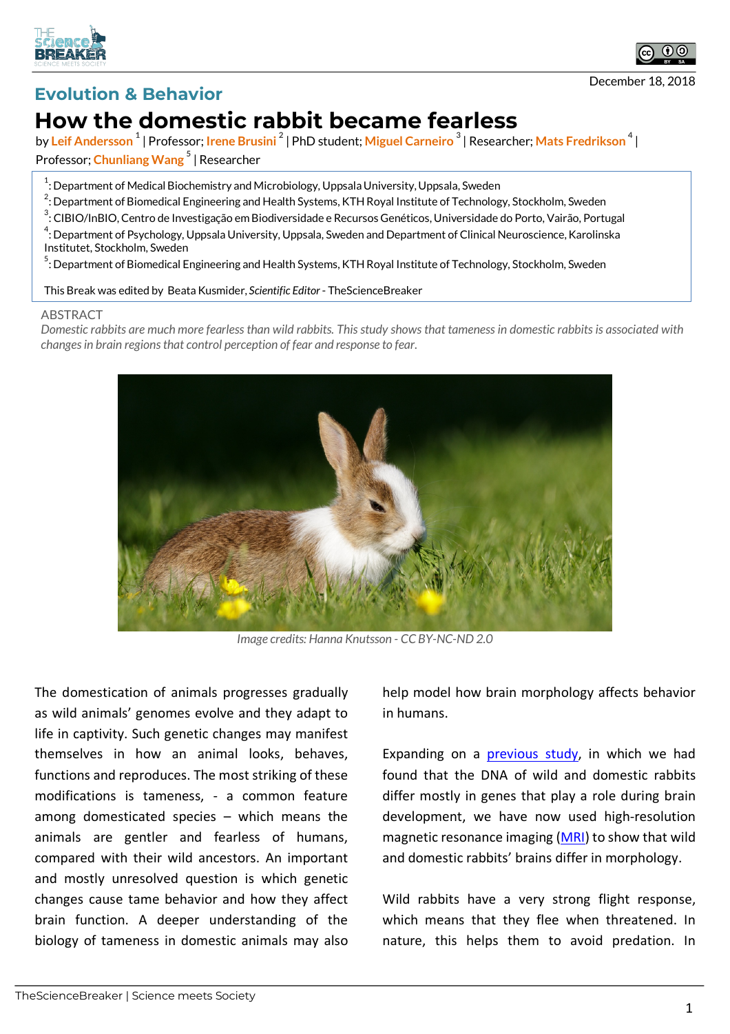Evolution & Behavior

# How the domestic rabbit became fearless

by Leif Andersson [1] | Professor; Irene Brusini [2] | PhD student; Miguel Carneiro [3] | Researcher; Mats Fredrikson [4] | Professor; Chunliang Wang [5] | Researcher

[1]: Department of Medical Biochemistry and Microbiology, Uppsala University, Uppsala, Sweden
[2]: Department of Biomedical Engineering and Health Systems, KTH Royal Institute of Technology, Stockholm, Sweden
[3]: CIBIO/InBIO, Centro de Investigação em Biodiversidade e Recursos Genéticos, Universidade do Porto, Vairão, Portugal
[4]: Department of Psychology, Uppsala University, Uppsala, Sweden and Department of Clinical Neuroscience, Karolinska Institutet, Stockholm, Sweden
[5]: Department of Biomedical Engineering and Health Systems, KTH Royal Institute of Technology, Stockholm, Sweden

This Break was edited by Beata Kusmider, *Scientific Editor* - TheScienceBreaker

December 18, 2018

ABSTRACT

*Domestic rabbits are much more fearless than wild rabbits. This study shows that tameness in domestic rabbits is associated with changes in brain regions that control perception of fear and response to fear.*

*Image credits: Hanna Knutsson - CC BY-NC-ND 2.0*

The domestication of animals progresses gradually as wild animals' genomes evolve and they adapt to life in captivity. Such genetic changes may manifest themselves in how an animal looks, behaves, functions and reproduces. The most striking of these modifications is tameness, - a common feature among domesticated species – which means the animals are gentler and fearless of humans, compared with their wild ancestors. An important and mostly unresolved question is which genetic changes cause tame behavior and how they affect brain function. A deeper understanding of the biology of tameness in domestic animals may also help model how brain morphology affects behavior in humans.

Expanding on a previous study, in which we had found that the DNA of wild and domestic rabbits differ mostly in genes that play a role during brain development, we have now used high-resolution magnetic resonance imaging (MRI) to show that wild and domestic rabbits' brains differ in morphology.

Wild rabbits have a very strong flight response, which means that they flee when threatened. In nature, this helps them to avoid predation. In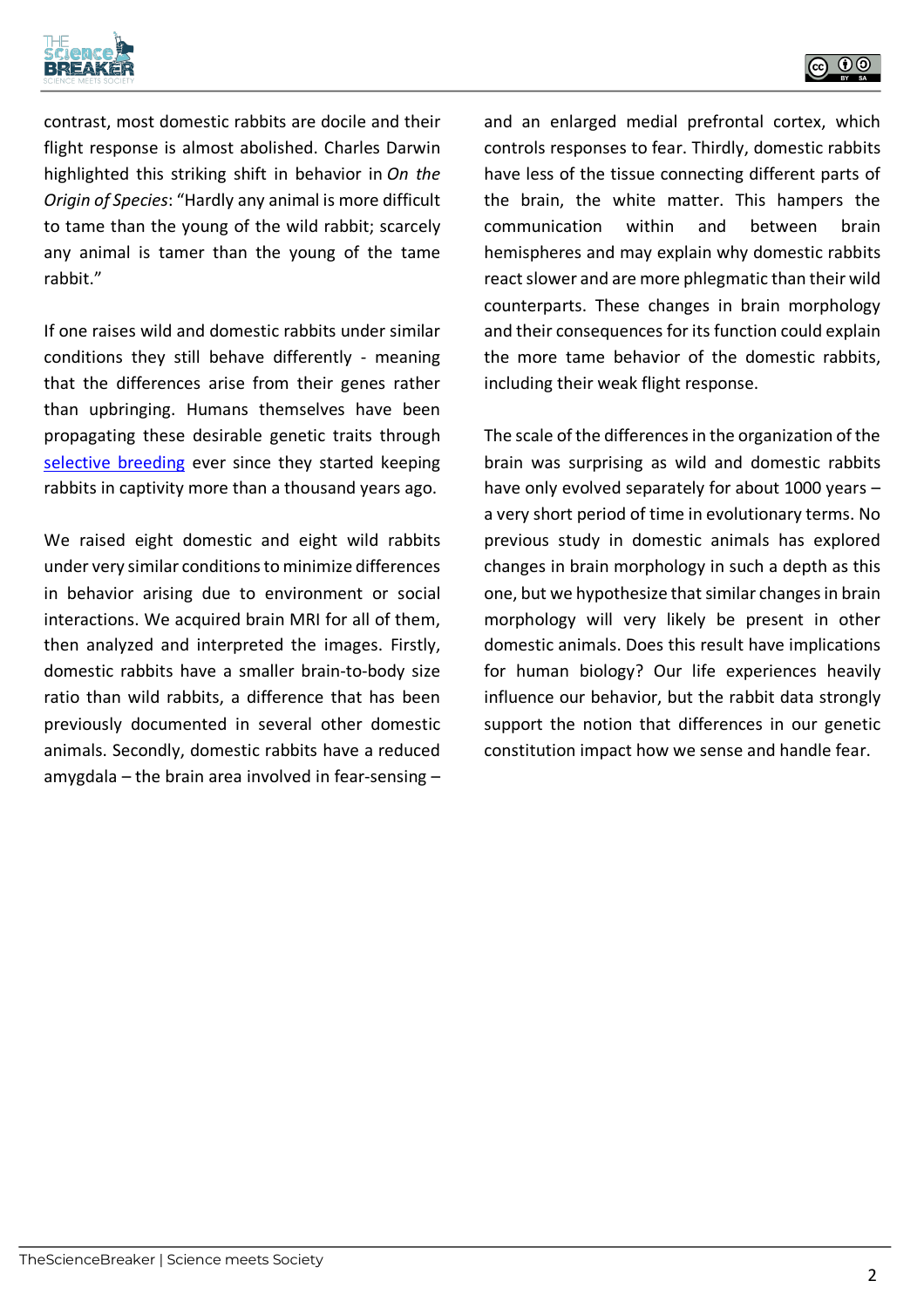contrast, most domestic rabbits are docile and their flight response is almost abolished. Charles Darwin highlighted this striking shift in behavior in *On the Origin of Species*: "Hardly any animal is more difficult to tame than the young of the wild rabbit; scarcely any animal is tamer than the young of the tame rabbit."

If one raises wild and domestic rabbits under similar conditions they still behave differently - meaning that the differences arise from their genes rather than upbringing. Humans themselves have been propagating these desirable genetic traits through selective breeding ever since they started keeping rabbits in captivity more than a thousand years ago.

We raised eight domestic and eight wild rabbits under very similar conditions to minimize differences in behavior arising due to environment or social interactions. We acquired brain MRI for all of them, then analyzed and interpreted the images. Firstly, domestic rabbits have a smaller brain-to-body size ratio than wild rabbits, a difference that has been previously documented in several other domestic animals. Secondly, domestic rabbits have a reduced amygdala – the brain area involved in fear-sensing – and an enlarged medial prefrontal cortex, which controls responses to fear. Thirdly, domestic rabbits have less of the tissue connecting different parts of the brain, the white matter. This hampers the communication within and between brain hemispheres and may explain why domestic rabbits react slower and are more phlegmatic than their wild counterparts. These changes in brain morphology and their consequences for its function could explain the more tame behavior of the domestic rabbits, including their weak flight response.

The scale of the differences in the organization of the brain was surprising as wild and domestic rabbits have only evolved separately for about 1000 years – a very short period of time in evolutionary terms. No previous study in domestic animals has explored changes in brain morphology in such a depth as this one, but we hypothesize that similar changes in brain morphology will very likely be present in other domestic animals. Does this result have implications for human biology? Our life experiences heavily influence our behavior, but the rabbit data strongly support the notion that differences in our genetic constitution impact how we sense and handle fear.